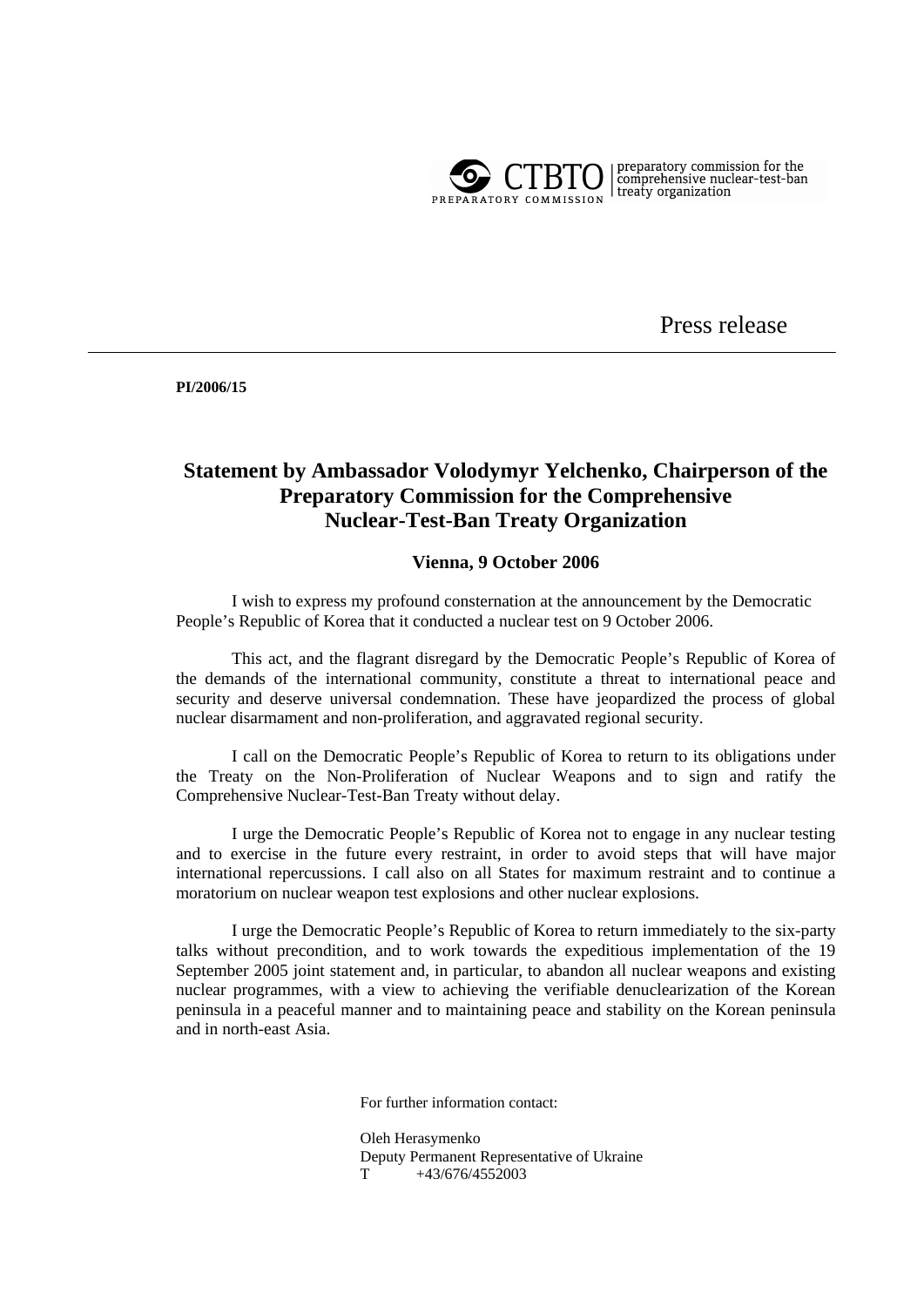CTBTO PREPARATORY COMMISSION | preparatory commission for the comprehensive nuclear-test-ban treaty organization

Press release

**PI/2006/15**

# Statement by Ambassador Volodymyr Yelchenko, Chairperson of the Preparatory Commission for the Comprehensive Nuclear-Test-Ban Treaty Organization

**Vienna, 9 October 2006**

I wish to express my profound consternation at the announcement by the Democratic People's Republic of Korea that it conducted a nuclear test on 9 October 2006.

This act, and the flagrant disregard by the Democratic People's Republic of Korea of the demands of the international community, constitute a threat to international peace and security and deserve universal condemnation. These have jeopardized the process of global nuclear disarmament and non-proliferation, and aggravated regional security.

I call on the Democratic People's Republic of Korea to return to its obligations under the Treaty on the Non-Proliferation of Nuclear Weapons and to sign and ratify the Comprehensive Nuclear-Test-Ban Treaty without delay.

I urge the Democratic People's Republic of Korea not to engage in any nuclear testing and to exercise in the future every restraint, in order to avoid steps that will have major international repercussions. I call also on all States for maximum restraint and to continue a moratorium on nuclear weapon test explosions and other nuclear explosions.

I urge the Democratic People's Republic of Korea to return immediately to the six-party talks without precondition, and to work towards the expeditious implementation of the 19 September 2005 joint statement and, in particular, to abandon all nuclear weapons and existing nuclear programmes, with a view to achieving the verifiable denuclearization of the Korean peninsula in a peaceful manner and to maintaining peace and stability on the Korean peninsula and in north-east Asia.

For further information contact:

Oleh Herasymenko
Deputy Permanent Representative of Ukraine
T +43/676/4552003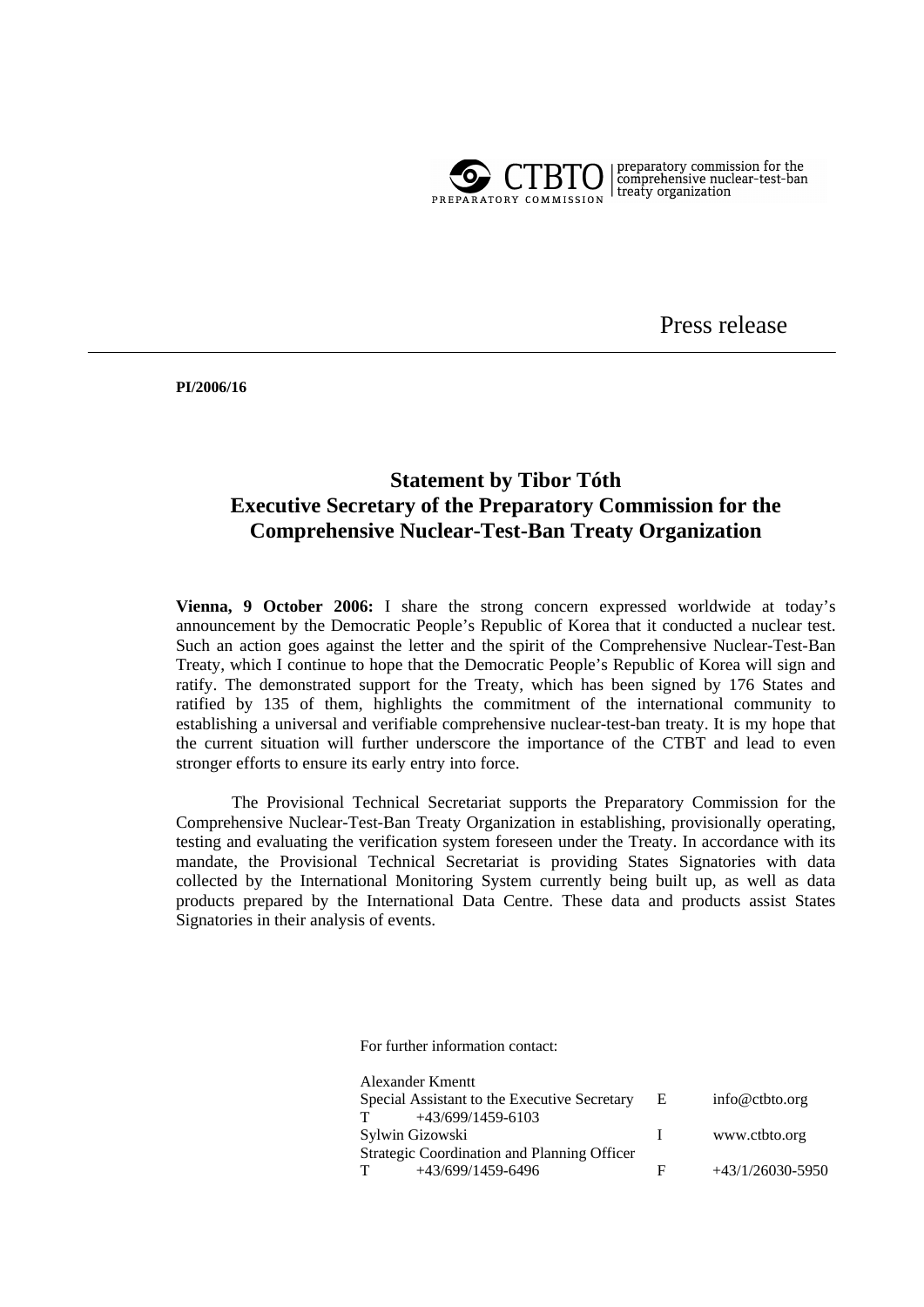CTBTO PREPARATORY COMMISSION | preparatory commission for the comprehensive nuclear-test-ban treaty organization

Press release

**PI/2006/16**

## Statement by Tibor Tóth
## Executive Secretary of the Preparatory Commission for the Comprehensive Nuclear-Test-Ban Treaty Organization

**Vienna, 9 October 2006:** I share the strong concern expressed worldwide at today's announcement by the Democratic People's Republic of Korea that it conducted a nuclear test. Such an action goes against the letter and the spirit of the Comprehensive Nuclear-Test-Ban Treaty, which I continue to hope that the Democratic People's Republic of Korea will sign and ratify. The demonstrated support for the Treaty, which has been signed by 176 States and ratified by 135 of them, highlights the commitment of the international community to establishing a universal and verifiable comprehensive nuclear-test-ban treaty. It is my hope that the current situation will further underscore the importance of the CTBT and lead to even stronger efforts to ensure its early entry into force.

The Provisional Technical Secretariat supports the Preparatory Commission for the Comprehensive Nuclear-Test-Ban Treaty Organization in establishing, provisionally operating, testing and evaluating the verification system foreseen under the Treaty. In accordance with its mandate, the Provisional Technical Secretariat is providing States Signatories with data collected by the International Monitoring System currently being built up, as well as data products prepared by the International Data Centre. These data and products assist States Signatories in their analysis of events.

For further information contact:

| | | |
|---|---|---|
| Alexander Kmentt | | |
| Special Assistant to the Executive Secretary | E | info@ctbto.org |
| T +43/699/1459-6103 | | |
| Sylwin Gizowski | I | www.ctbto.org |
| Strategic Coordination and Planning Officer | | |
| T +43/699/1459-6496 | F | +43/1/26030-5950 |